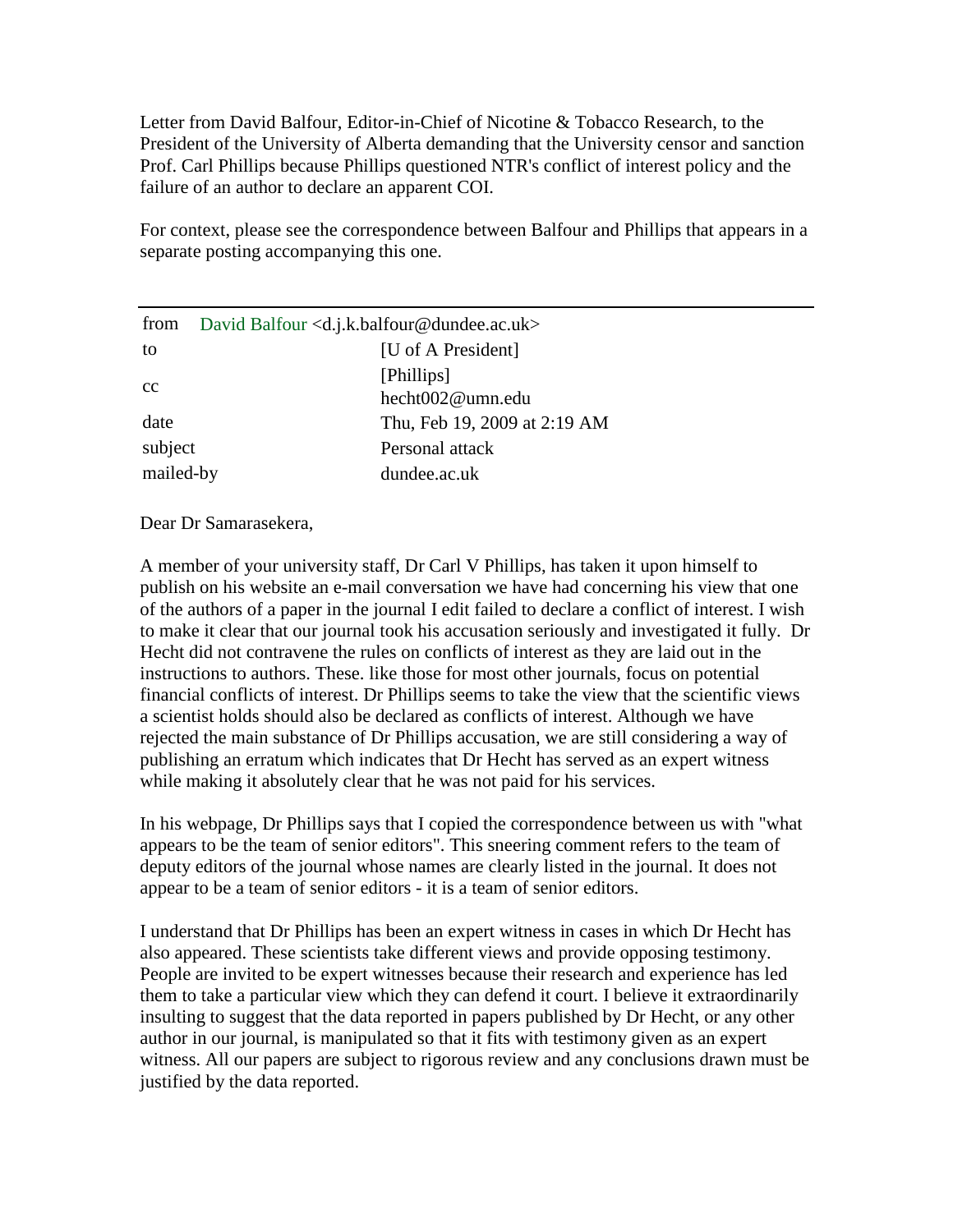Letter from David Balfour, Editor-in-Chief of Nicotine & Tobacco Research, to the President of the University of Alberta demanding that the University censor and sanction Prof. Carl Phillips because Phillips questioned NTR's conflict of interest policy and the failure of an author to declare an apparent COI.

For context, please see the correspondence between Balfour and Phillips that appears in a separate posting accompanying this one.

---

| | |
|---|---|
| from | David Balfour <d.j.k.balfour@dundee.ac.uk> |
| to | [U of A President] |
| cc | [Phillips] hecht002@umn.edu |
| date | Thu, Feb 19, 2009 at 2:19 AM |
| subject | Personal attack |
| mailed-by | dundee.ac.uk |

Dear Dr Samarasekera,

A member of your university staff, Dr Carl V Phillips, has taken it upon himself to publish on his website an e-mail conversation we have had concerning his view that one of the authors of a paper in the journal I edit failed to declare a conflict of interest. I wish to make it clear that our journal took his accusation seriously and investigated it fully. Dr Hecht did not contravene the rules on conflicts of interest as they are laid out in the instructions to authors. These. like those for most other journals, focus on potential financial conflicts of interest. Dr Phillips seems to take the view that the scientific views a scientist holds should also be declared as conflicts of interest. Although we have rejected the main substance of Dr Phillips accusation, we are still considering a way of publishing an erratum which indicates that Dr Hecht has served as an expert witness while making it absolutely clear that he was not paid for his services.

In his webpage, Dr Phillips says that I copied the correspondence between us with "what appears to be the team of senior editors". This sneering comment refers to the team of deputy editors of the journal whose names are clearly listed in the journal. It does not appear to be a team of senior editors - it is a team of senior editors.

I understand that Dr Phillips has been an expert witness in cases in which Dr Hecht has also appeared. These scientists take different views and provide opposing testimony. People are invited to be expert witnesses because their research and experience has led them to take a particular view which they can defend it court. I believe it extraordinarily insulting to suggest that the data reported in papers published by Dr Hecht, or any other author in our journal, is manipulated so that it fits with testimony given as an expert witness. All our papers are subject to rigorous review and any conclusions drawn must be justified by the data reported.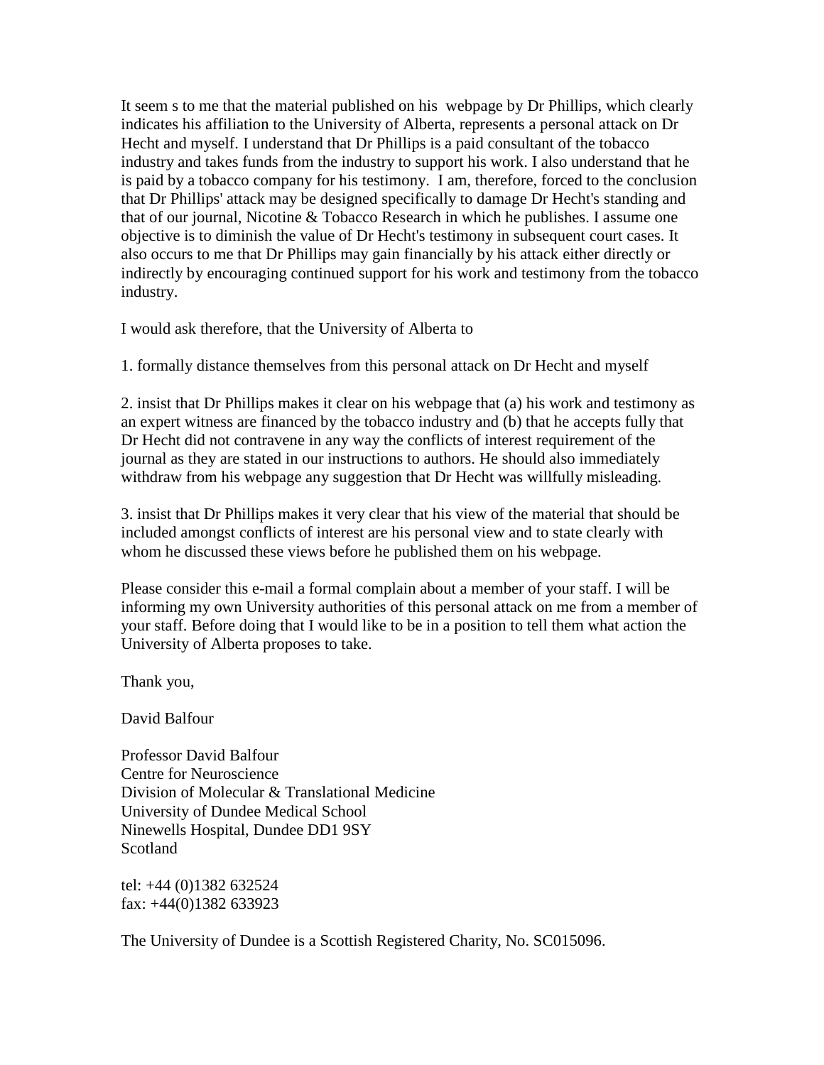It seem s to me that the material published on his webpage by Dr Phillips, which clearly indicates his affiliation to the University of Alberta, represents a personal attack on Dr Hecht and myself. I understand that Dr Phillips is a paid consultant of the tobacco industry and takes funds from the industry to support his work. I also understand that he is paid by a tobacco company for his testimony. I am, therefore, forced to the conclusion that Dr Phillips' attack may be designed specifically to damage Dr Hecht's standing and that of our journal, Nicotine & Tobacco Research in which he publishes. I assume one objective is to diminish the value of Dr Hecht's testimony in subsequent court cases. It also occurs to me that Dr Phillips may gain financially by his attack either directly or indirectly by encouraging continued support for his work and testimony from the tobacco industry.

I would ask therefore, that the University of Alberta to

1. formally distance themselves from this personal attack on Dr Hecht and myself

2. insist that Dr Phillips makes it clear on his webpage that (a) his work and testimony as an expert witness are financed by the tobacco industry and (b) that he accepts fully that Dr Hecht did not contravene in any way the conflicts of interest requirement of the journal as they are stated in our instructions to authors. He should also immediately withdraw from his webpage any suggestion that Dr Hecht was willfully misleading.

3. insist that Dr Phillips makes it very clear that his view of the material that should be included amongst conflicts of interest are his personal view and to state clearly with whom he discussed these views before he published them on his webpage.

Please consider this e-mail a formal complain about a member of your staff. I will be informing my own University authorities of this personal attack on me from a member of your staff. Before doing that I would like to be in a position to tell them what action the University of Alberta proposes to take.

Thank you,

David Balfour

Professor David Balfour
Centre for Neuroscience
Division of Molecular & Translational Medicine
University of Dundee Medical School
Ninewells Hospital, Dundee DD1 9SY
Scotland

tel: +44 (0)1382 632524
fax: +44(0)1382 633923

The University of Dundee is a Scottish Registered Charity, No. SC015096.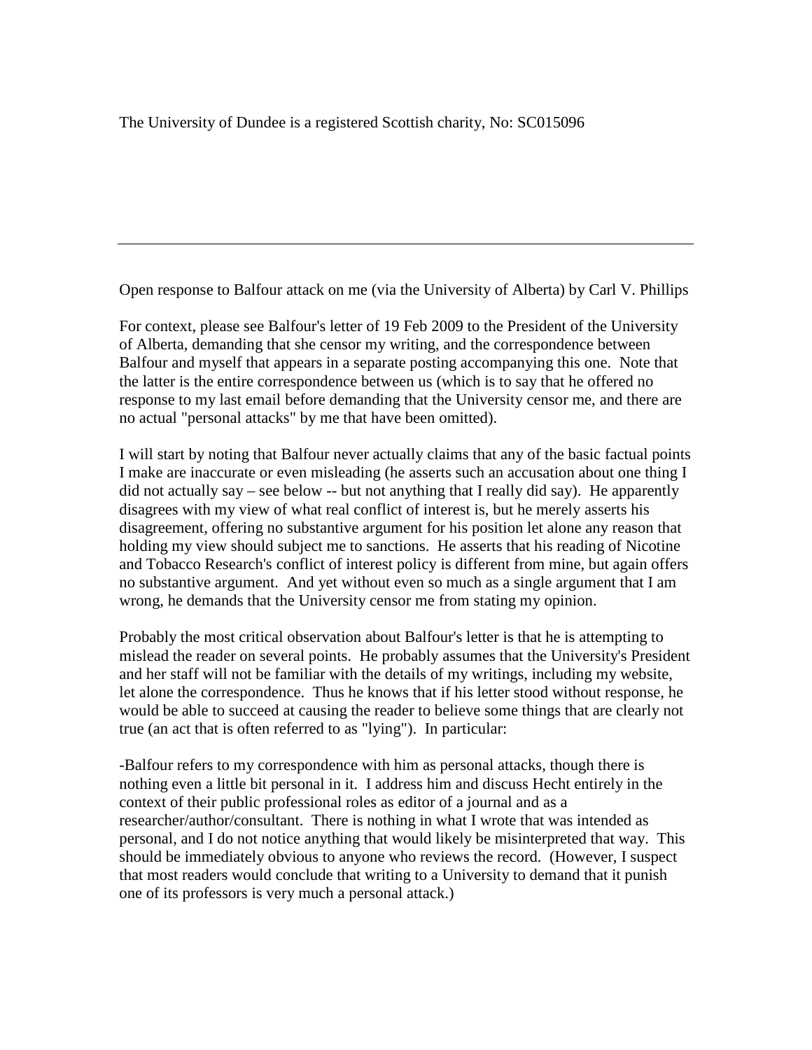The University of Dundee is a registered Scottish charity, No: SC015096

---

Open response to Balfour attack on me (via the University of Alberta) by Carl V. Phillips

For context, please see Balfour's letter of 19 Feb 2009 to the President of the University of Alberta, demanding that she censor my writing, and the correspondence between Balfour and myself that appears in a separate posting accompanying this one. Note that the latter is the entire correspondence between us (which is to say that he offered no response to my last email before demanding that the University censor me, and there are no actual "personal attacks" by me that have been omitted).

I will start by noting that Balfour never actually claims that any of the basic factual points I make are inaccurate or even misleading (he asserts such an accusation about one thing I did not actually say – see below -- but not anything that I really did say). He apparently disagrees with my view of what real conflict of interest is, but he merely asserts his disagreement, offering no substantive argument for his position let alone any reason that holding my view should subject me to sanctions. He asserts that his reading of Nicotine and Tobacco Research's conflict of interest policy is different from mine, but again offers no substantive argument. And yet without even so much as a single argument that I am wrong, he demands that the University censor me from stating my opinion.

Probably the most critical observation about Balfour's letter is that he is attempting to mislead the reader on several points. He probably assumes that the University's President and her staff will not be familiar with the details of my writings, including my website, let alone the correspondence. Thus he knows that if his letter stood without response, he would be able to succeed at causing the reader to believe some things that are clearly not true (an act that is often referred to as "lying"). In particular:

-Balfour refers to my correspondence with him as personal attacks, though there is nothing even a little bit personal in it. I address him and discuss Hecht entirely in the context of their public professional roles as editor of a journal and as a researcher/author/consultant. There is nothing in what I wrote that was intended as personal, and I do not notice anything that would likely be misinterpreted that way. This should be immediately obvious to anyone who reviews the record. (However, I suspect that most readers would conclude that writing to a University to demand that it punish one of its professors is very much a personal attack.)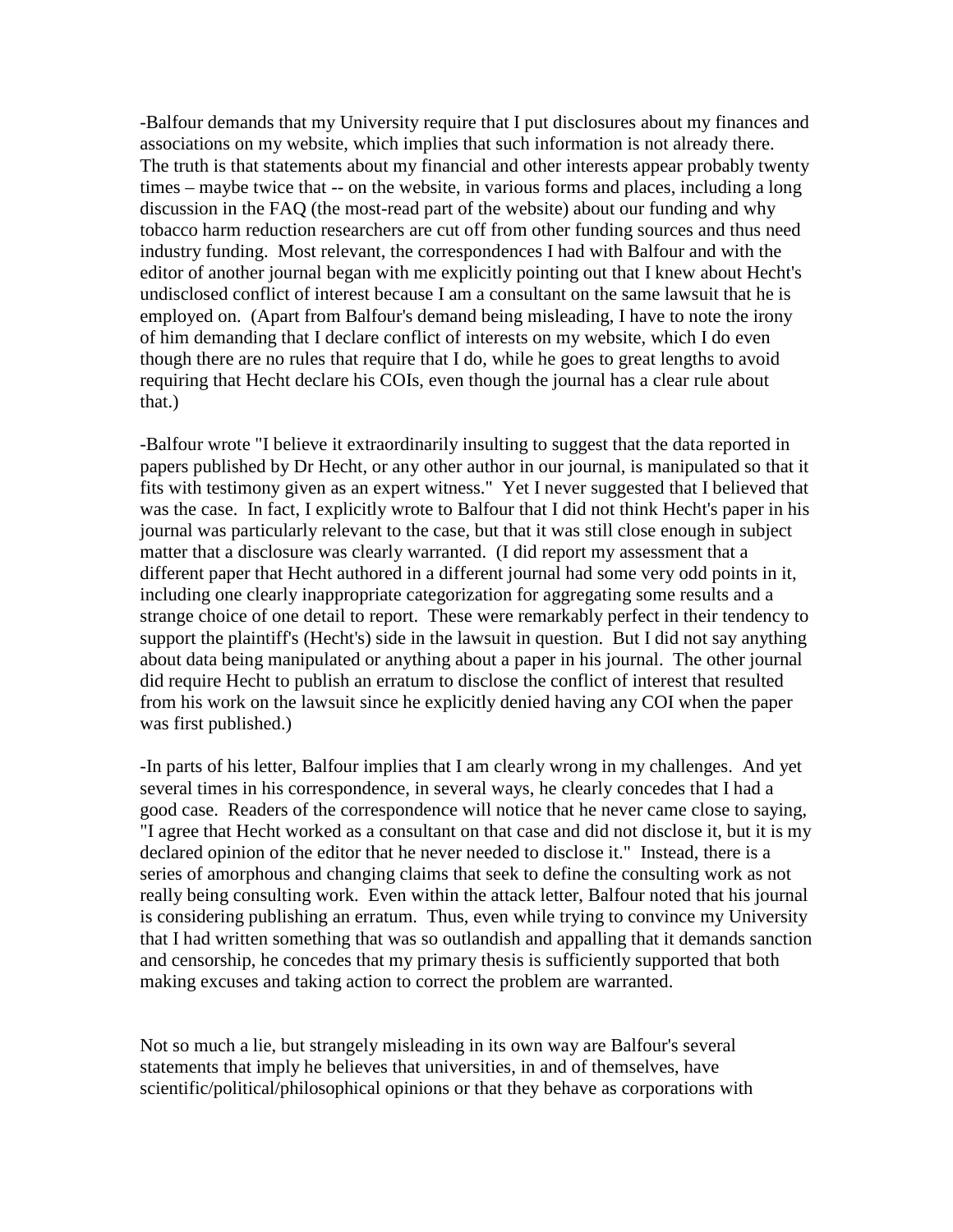-Balfour demands that my University require that I put disclosures about my finances and associations on my website, which implies that such information is not already there. The truth is that statements about my financial and other interests appear probably twenty times – maybe twice that -- on the website, in various forms and places, including a long discussion in the FAQ (the most-read part of the website) about our funding and why tobacco harm reduction researchers are cut off from other funding sources and thus need industry funding. Most relevant, the correspondences I had with Balfour and with the editor of another journal began with me explicitly pointing out that I knew about Hecht's undisclosed conflict of interest because I am a consultant on the same lawsuit that he is employed on. (Apart from Balfour's demand being misleading, I have to note the irony of him demanding that I declare conflict of interests on my website, which I do even though there are no rules that require that I do, while he goes to great lengths to avoid requiring that Hecht declare his COIs, even though the journal has a clear rule about that.)

-Balfour wrote "I believe it extraordinarily insulting to suggest that the data reported in papers published by Dr Hecht, or any other author in our journal, is manipulated so that it fits with testimony given as an expert witness." Yet I never suggested that I believed that was the case. In fact, I explicitly wrote to Balfour that I did not think Hecht's paper in his journal was particularly relevant to the case, but that it was still close enough in subject matter that a disclosure was clearly warranted. (I did report my assessment that a different paper that Hecht authored in a different journal had some very odd points in it, including one clearly inappropriate categorization for aggregating some results and a strange choice of one detail to report. These were remarkably perfect in their tendency to support the plaintiff's (Hecht's) side in the lawsuit in question. But I did not say anything about data being manipulated or anything about a paper in his journal. The other journal did require Hecht to publish an erratum to disclose the conflict of interest that resulted from his work on the lawsuit since he explicitly denied having any COI when the paper was first published.)

-In parts of his letter, Balfour implies that I am clearly wrong in my challenges. And yet several times in his correspondence, in several ways, he clearly concedes that I had a good case. Readers of the correspondence will notice that he never came close to saying, "I agree that Hecht worked as a consultant on that case and did not disclose it, but it is my declared opinion of the editor that he never needed to disclose it." Instead, there is a series of amorphous and changing claims that seek to define the consulting work as not really being consulting work. Even within the attack letter, Balfour noted that his journal is considering publishing an erratum. Thus, even while trying to convince my University that I had written something that was so outlandish and appalling that it demands sanction and censorship, he concedes that my primary thesis is sufficiently supported that both making excuses and taking action to correct the problem are warranted.

Not so much a lie, but strangely misleading in its own way are Balfour's several statements that imply he believes that universities, in and of themselves, have scientific/political/philosophical opinions or that they behave as corporations with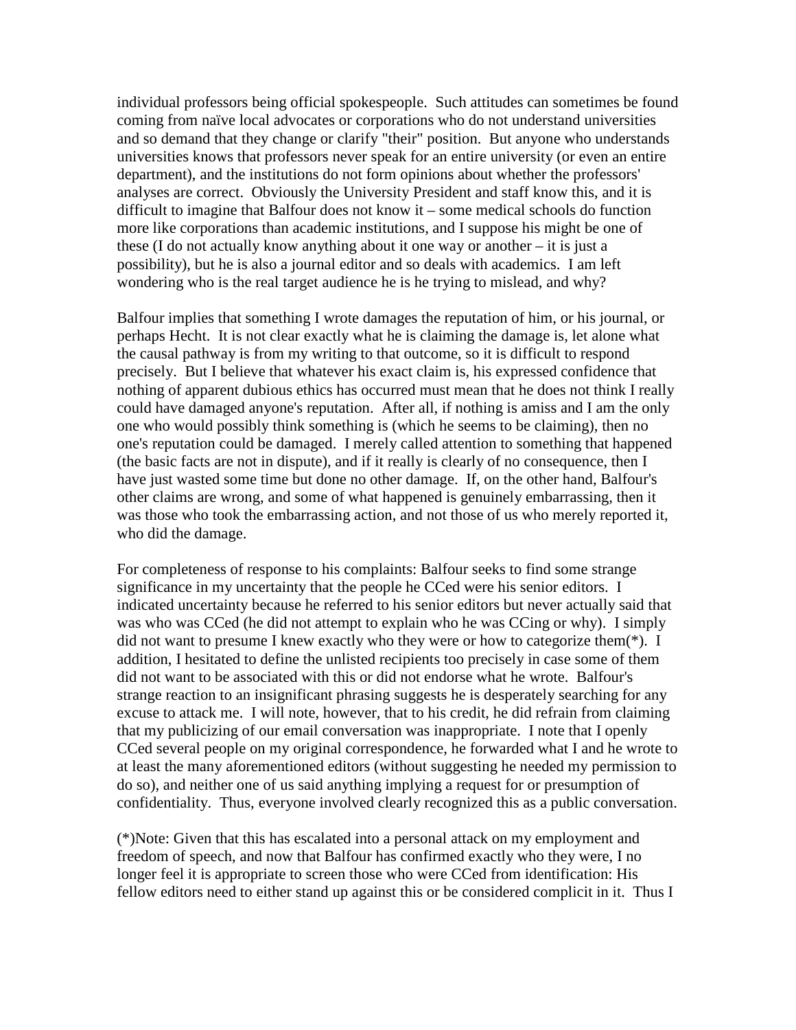individual professors being official spokespeople. Such attitudes can sometimes be found coming from naïve local advocates or corporations who do not understand universities and so demand that they change or clarify "their" position. But anyone who understands universities knows that professors never speak for an entire university (or even an entire department), and the institutions do not form opinions about whether the professors' analyses are correct. Obviously the University President and staff know this, and it is difficult to imagine that Balfour does not know it – some medical schools do function more like corporations than academic institutions, and I suppose his might be one of these (I do not actually know anything about it one way or another – it is just a possibility), but he is also a journal editor and so deals with academics. I am left wondering who is the real target audience he is he trying to mislead, and why?

Balfour implies that something I wrote damages the reputation of him, or his journal, or perhaps Hecht. It is not clear exactly what he is claiming the damage is, let alone what the causal pathway is from my writing to that outcome, so it is difficult to respond precisely. But I believe that whatever his exact claim is, his expressed confidence that nothing of apparent dubious ethics has occurred must mean that he does not think I really could have damaged anyone's reputation. After all, if nothing is amiss and I am the only one who would possibly think something is (which he seems to be claiming), then no one's reputation could be damaged. I merely called attention to something that happened (the basic facts are not in dispute), and if it really is clearly of no consequence, then I have just wasted some time but done no other damage. If, on the other hand, Balfour's other claims are wrong, and some of what happened is genuinely embarrassing, then it was those who took the embarrassing action, and not those of us who merely reported it, who did the damage.

For completeness of response to his complaints: Balfour seeks to find some strange significance in my uncertainty that the people he CCed were his senior editors. I indicated uncertainty because he referred to his senior editors but never actually said that was who was CCed (he did not attempt to explain who he was CCing or why). I simply did not want to presume I knew exactly who they were or how to categorize them(*). I addition, I hesitated to define the unlisted recipients too precisely in case some of them did not want to be associated with this or did not endorse what he wrote. Balfour's strange reaction to an insignificant phrasing suggests he is desperately searching for any excuse to attack me. I will note, however, that to his credit, he did refrain from claiming that my publicizing of our email conversation was inappropriate. I note that I openly CCed several people on my original correspondence, he forwarded what I and he wrote to at least the many aforementioned editors (without suggesting he needed my permission to do so), and neither one of us said anything implying a request for or presumption of confidentiality. Thus, everyone involved clearly recognized this as a public conversation.

(*)Note: Given that this has escalated into a personal attack on my employment and freedom of speech, and now that Balfour has confirmed exactly who they were, I no longer feel it is appropriate to screen those who were CCed from identification: His fellow editors need to either stand up against this or be considered complicit in it. Thus I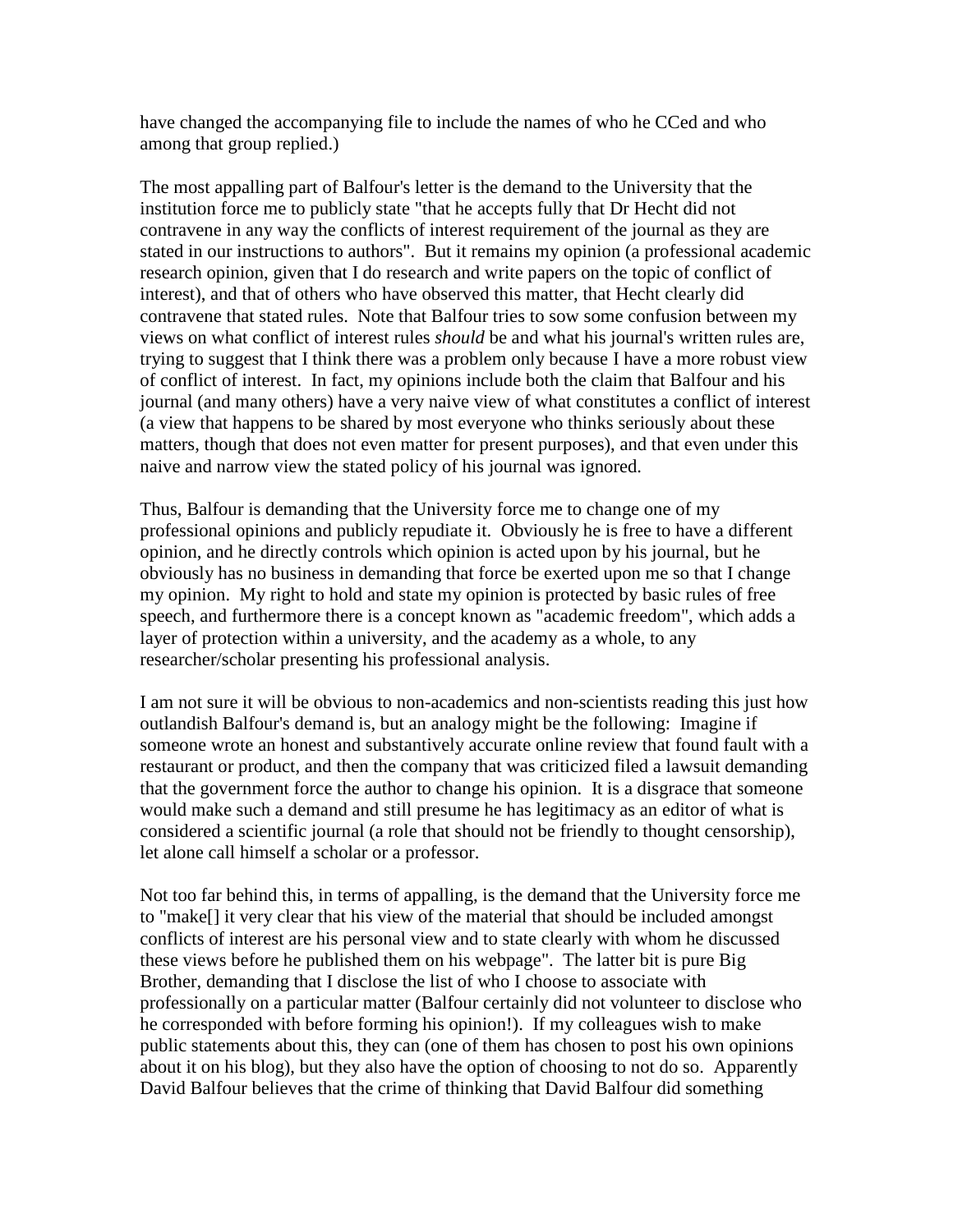have changed the accompanying file to include the names of who he CCed and who among that group replied.)

The most appalling part of Balfour's letter is the demand to the University that the institution force me to publicly state "that he accepts fully that Dr Hecht did not contravene in any way the conflicts of interest requirement of the journal as they are stated in our instructions to authors". But it remains my opinion (a professional academic research opinion, given that I do research and write papers on the topic of conflict of interest), and that of others who have observed this matter, that Hecht clearly did contravene that stated rules. Note that Balfour tries to sow some confusion between my views on what conflict of interest rules *should* be and what his journal's written rules are, trying to suggest that I think there was a problem only because I have a more robust view of conflict of interest. In fact, my opinions include both the claim that Balfour and his journal (and many others) have a very naive view of what constitutes a conflict of interest (a view that happens to be shared by most everyone who thinks seriously about these matters, though that does not even matter for present purposes), and that even under this naive and narrow view the stated policy of his journal was ignored.

Thus, Balfour is demanding that the University force me to change one of my professional opinions and publicly repudiate it. Obviously he is free to have a different opinion, and he directly controls which opinion is acted upon by his journal, but he obviously has no business in demanding that force be exerted upon me so that I change my opinion. My right to hold and state my opinion is protected by basic rules of free speech, and furthermore there is a concept known as "academic freedom", which adds a layer of protection within a university, and the academy as a whole, to any researcher/scholar presenting his professional analysis.

I am not sure it will be obvious to non-academics and non-scientists reading this just how outlandish Balfour's demand is, but an analogy might be the following: Imagine if someone wrote an honest and substantively accurate online review that found fault with a restaurant or product, and then the company that was criticized filed a lawsuit demanding that the government force the author to change his opinion. It is a disgrace that someone would make such a demand and still presume he has legitimacy as an editor of what is considered a scientific journal (a role that should not be friendly to thought censorship), let alone call himself a scholar or a professor.

Not too far behind this, in terms of appalling, is the demand that the University force me to "make[] it very clear that his view of the material that should be included amongst conflicts of interest are his personal view and to state clearly with whom he discussed these views before he published them on his webpage". The latter bit is pure Big Brother, demanding that I disclose the list of who I choose to associate with professionally on a particular matter (Balfour certainly did not volunteer to disclose who he corresponded with before forming his opinion!). If my colleagues wish to make public statements about this, they can (one of them has chosen to post his own opinions about it on his blog), but they also have the option of choosing to not do so. Apparently David Balfour believes that the crime of thinking that David Balfour did something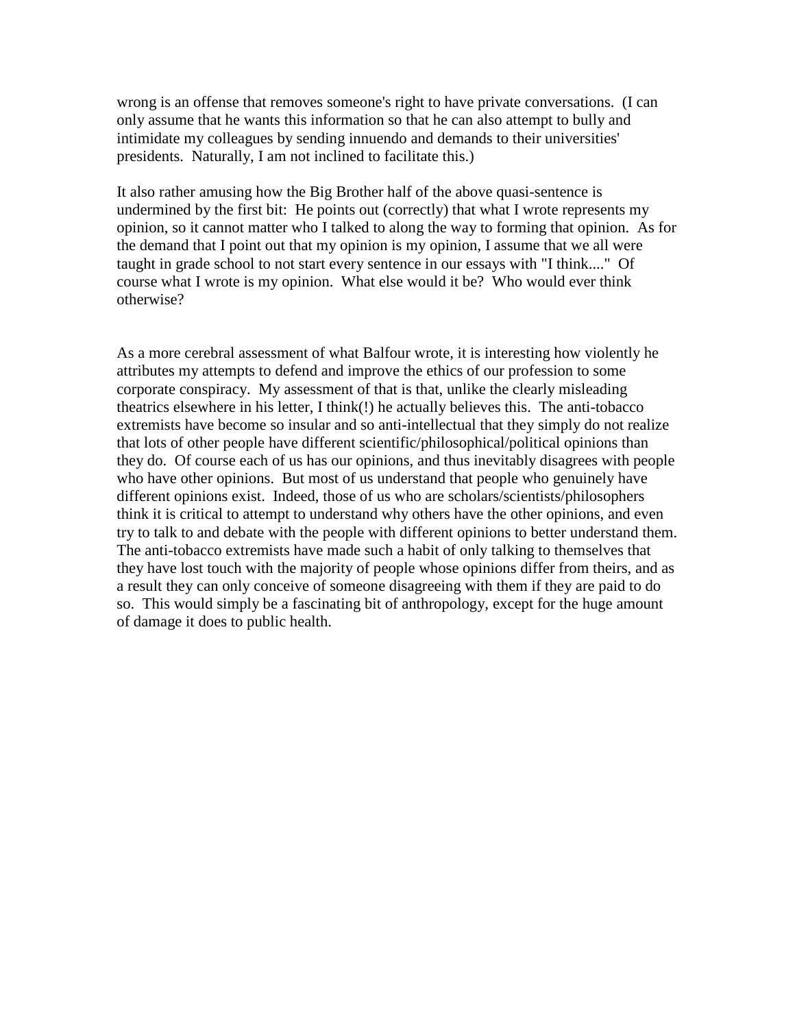wrong is an offense that removes someone's right to have private conversations. (I can only assume that he wants this information so that he can also attempt to bully and intimidate my colleagues by sending innuendo and demands to their universities' presidents. Naturally, I am not inclined to facilitate this.)

It also rather amusing how the Big Brother half of the above quasi-sentence is undermined by the first bit: He points out (correctly) that what I wrote represents my opinion, so it cannot matter who I talked to along the way to forming that opinion. As for the demand that I point out that my opinion is my opinion, I assume that we all were taught in grade school to not start every sentence in our essays with "I think...." Of course what I wrote is my opinion. What else would it be? Who would ever think otherwise?

As a more cerebral assessment of what Balfour wrote, it is interesting how violently he attributes my attempts to defend and improve the ethics of our profession to some corporate conspiracy. My assessment of that is that, unlike the clearly misleading theatrics elsewhere in his letter, I think(!) he actually believes this. The anti-tobacco extremists have become so insular and so anti-intellectual that they simply do not realize that lots of other people have different scientific/philosophical/political opinions than they do. Of course each of us has our opinions, and thus inevitably disagrees with people who have other opinions. But most of us understand that people who genuinely have different opinions exist. Indeed, those of us who are scholars/scientists/philosophers think it is critical to attempt to understand why others have the other opinions, and even try to talk to and debate with the people with different opinions to better understand them. The anti-tobacco extremists have made such a habit of only talking to themselves that they have lost touch with the majority of people whose opinions differ from theirs, and as a result they can only conceive of someone disagreeing with them if they are paid to do so. This would simply be a fascinating bit of anthropology, except for the huge amount of damage it does to public health.